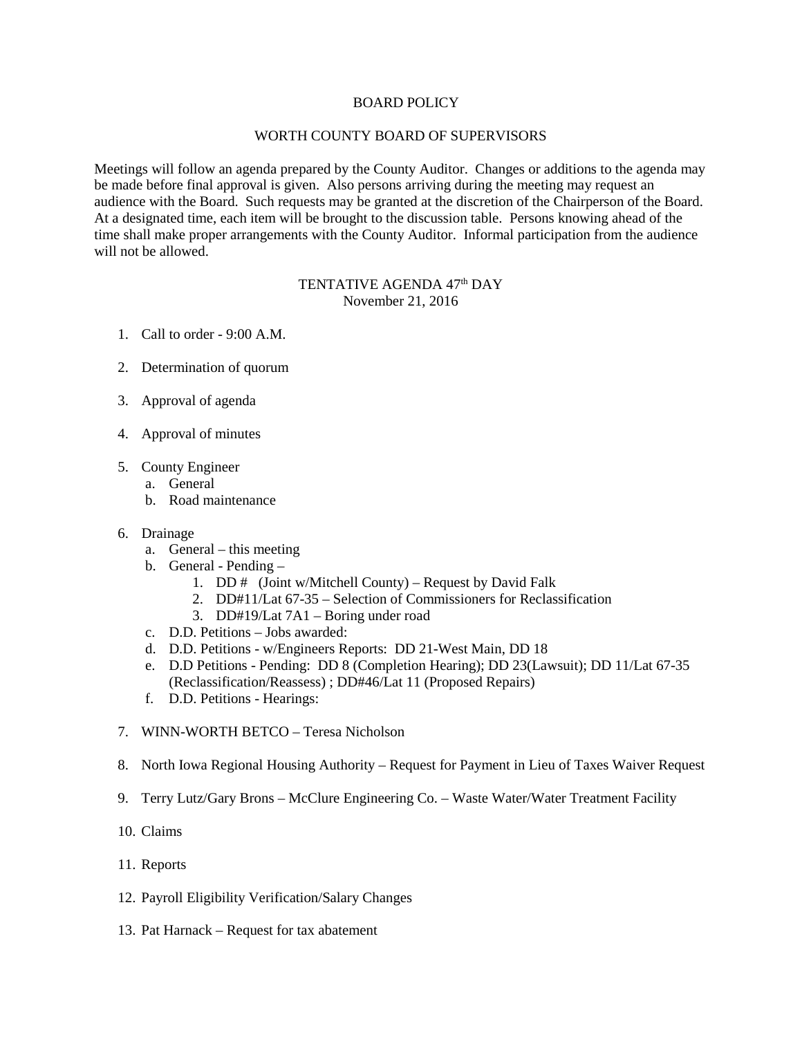# BOARD POLICY

## WORTH COUNTY BOARD OF SUPERVISORS

Meetings will follow an agenda prepared by the County Auditor. Changes or additions to the agenda may be made before final approval is given. Also persons arriving during the meeting may request an audience with the Board. Such requests may be granted at the discretion of the Chairperson of the Board. At a designated time, each item will be brought to the discussion table. Persons knowing ahead of the time shall make proper arrangements with the County Auditor. Informal participation from the audience will not be allowed.

### TENTATIVE AGENDA 47th DAY
November 21, 2016

1. Call to order - 9:00 A.M.

2. Determination of quorum

3. Approval of agenda

4. Approval of minutes

5. County Engineer
   a. General
   b. Road maintenance

6. Drainage
   a. General – this meeting
   b. General - Pending –
      1. DD # (Joint w/Mitchell County) – Request by David Falk
      2. DD#11/Lat 67-35 – Selection of Commissioners for Reclassification
      3. DD#19/Lat 7A1 – Boring under road
   c. D.D. Petitions – Jobs awarded:
   d. D.D. Petitions - w/Engineers Reports: DD 21-West Main, DD 18
   e. D.D Petitions - Pending: DD 8 (Completion Hearing); DD 23(Lawsuit); DD 11/Lat 67-35 (Reclassification/Reassess) ; DD#46/Lat 11 (Proposed Repairs)
   f. D.D. Petitions - Hearings:

7. WINN-WORTH BETCO – Teresa Nicholson

8. North Iowa Regional Housing Authority – Request for Payment in Lieu of Taxes Waiver Request

9. Terry Lutz/Gary Brons – McClure Engineering Co. – Waste Water/Water Treatment Facility

10. Claims

11. Reports

12. Payroll Eligibility Verification/Salary Changes

13. Pat Harnack – Request for tax abatement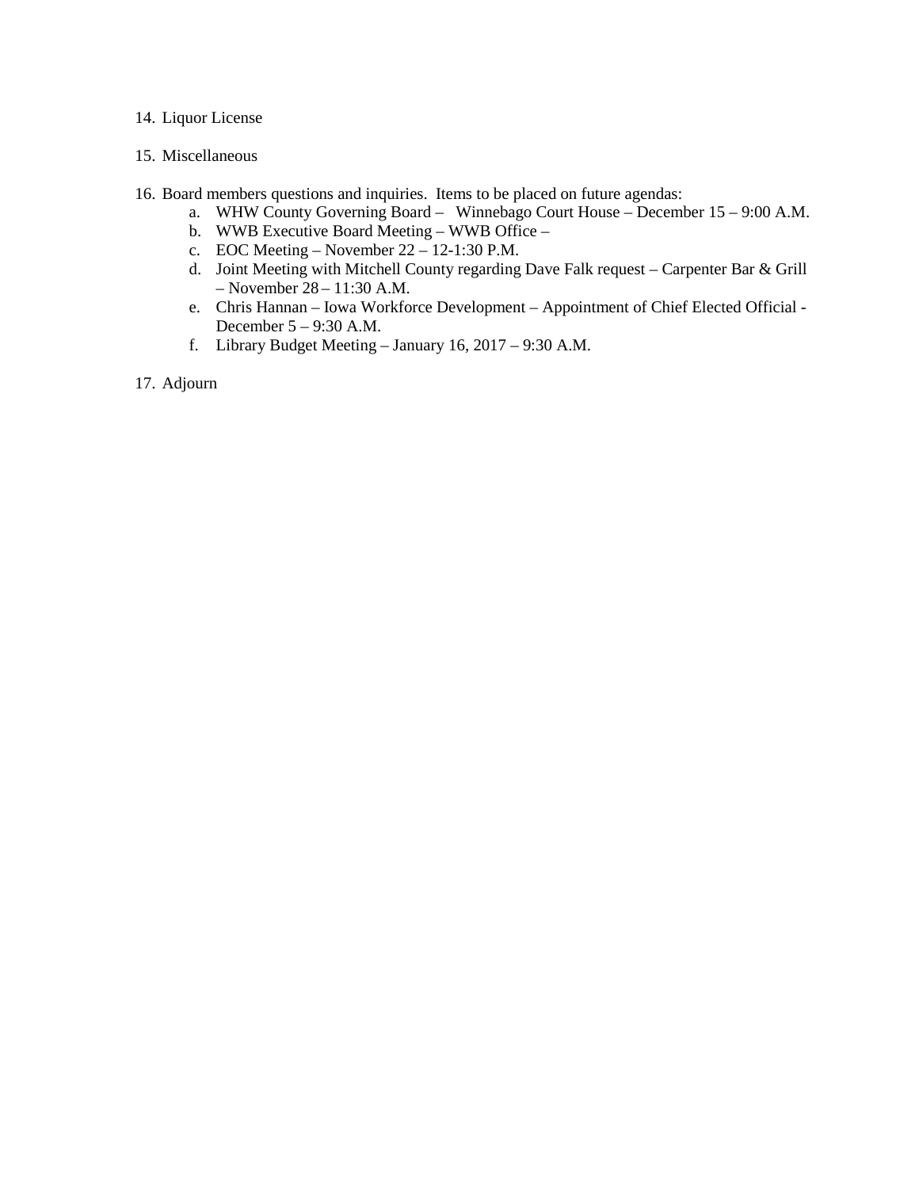14. Liquor License

15. Miscellaneous

16. Board members questions and inquiries. Items to be placed on future agendas:
    a. WHW County Governing Board – Winnebago Court House – December 15 – 9:00 A.M.
    b. WWB Executive Board Meeting – WWB Office –
    c. EOC Meeting – November 22 – 12-1:30 P.M.
    d. Joint Meeting with Mitchell County regarding Dave Falk request – Carpenter Bar & Grill – November 28 – 11:30 A.M.
    e. Chris Hannan – Iowa Workforce Development – Appointment of Chief Elected Official - December 5 – 9:30 A.M.
    f. Library Budget Meeting – January 16, 2017 – 9:30 A.M.

17. Adjourn